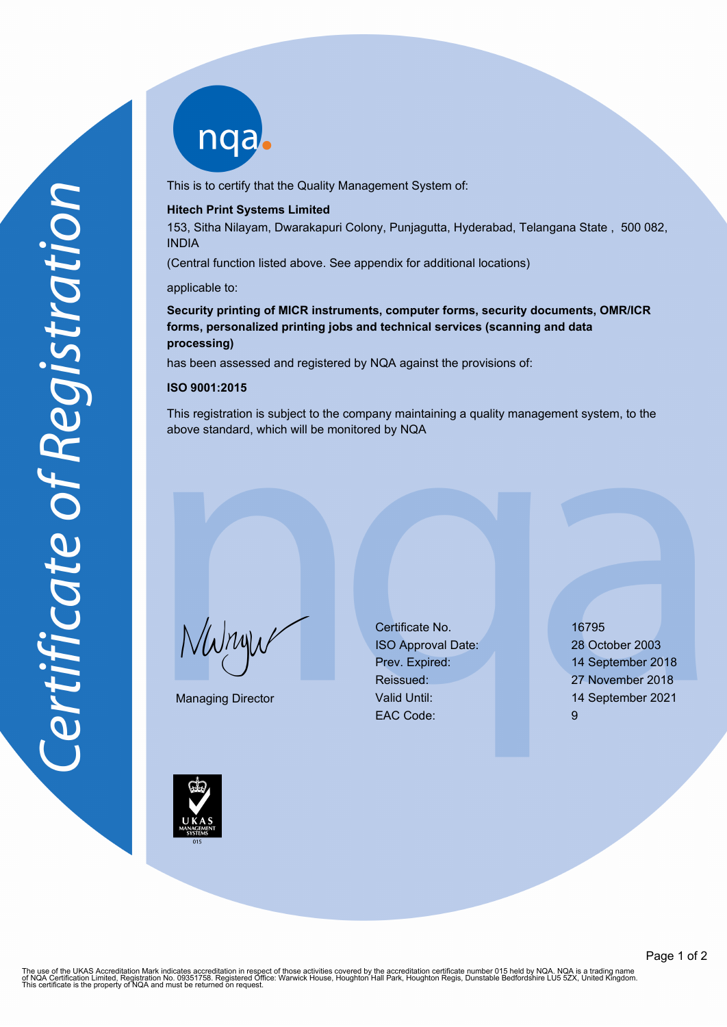# Certificate of Registration

nqa

This is to certify that the Quality Management System of:

**Hitech Print Systems Limited**

153, Sitha Nilayam, Dwarakapuri Colony, Punjagutta, Hyderabad, Telangana State , 500 082, INDIA

(Central function listed above. See appendix for additional locations)

applicable to:

**Security printing of MICR instruments, computer forms, security documents, OMR/ICR forms, personalized printing jobs and technical services (scanning and data processing)**

has been assessed and registered by NQA against the provisions of:

**ISO 9001:2015**

This registration is subject to the company maintaining a quality management system, to the above standard, which will be monitored by NQA

Managing Director

| | |
|---|---|
| Certificate No. | 16795 |
| ISO Approval Date: | 28 October 2003 |
| Prev. Expired: | 14 September 2018 |
| Reissued: | 27 November 2018 |
| Valid Until: | 14 September 2021 |
| EAC Code: | 9 |

UKAS MANAGEMENT SYSTEMS 015

The use of the UKAS Accreditation Mark indicates accreditation in respect of those activities covered by the accreditation certificate number 015 held by NQA. NQA is a trading name of NQA Certification Limited, Registration No. 09351758. Registered Office: Warwick House, Houghton Hall Park, Houghton Regis, Dunstable Bedfordshire LU5 5ZX, United Kingdom. This certificate is the property of NQA and must be returned on request.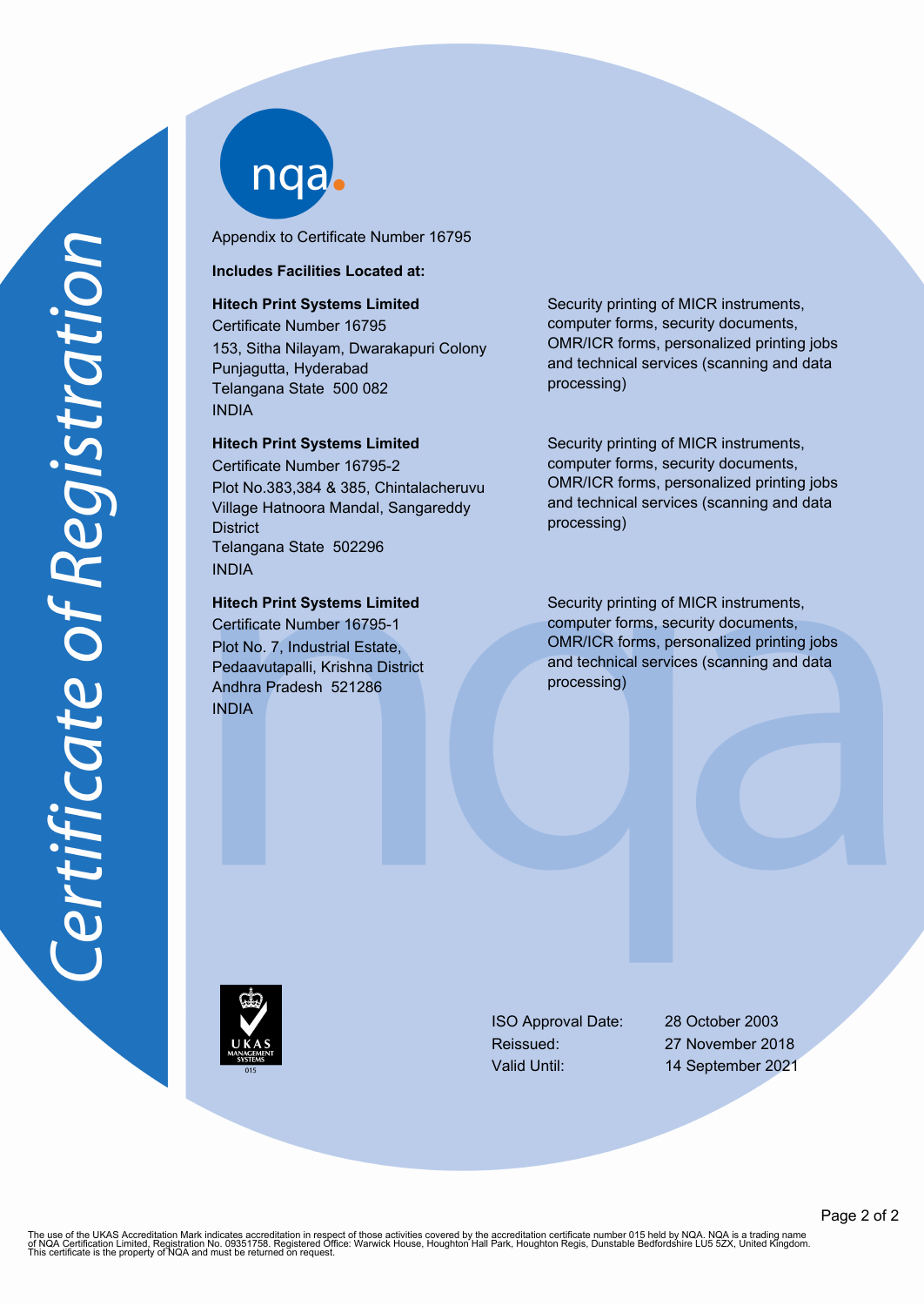Certificate of Registration

Appendix to Certificate Number 16795

**Includes Facilities Located at:**

| | |
|---|---|
| **Hitech Print Systems Limited**<br>Certificate Number 16795<br>153, Sitha Nilayam, Dwarakapuri Colony<br>Punjagutta, Hyderabad<br>Telangana State 500 082<br>INDIA | Security printing of MICR instruments, computer forms, security documents, OMR/ICR forms, personalized printing jobs and technical services (scanning and data processing) |
| **Hitech Print Systems Limited**<br>Certificate Number 16795-2<br>Plot No.383,384 & 385, Chintalacheruvu Village Hatnoora Mandal, Sangareddy District<br>Telangana State 502296<br>INDIA | Security printing of MICR instruments, computer forms, security documents, OMR/ICR forms, personalized printing jobs and technical services (scanning and data processing) |
| **Hitech Print Systems Limited**<br>Certificate Number 16795-1<br>Plot No. 7, Industrial Estate,<br>Pedaavutapalli, Krishna District<br>Andhra Pradesh 521286<br>INDIA | Security printing of MICR instruments, computer forms, security documents, OMR/ICR forms, personalized printing jobs and technical services (scanning and data processing) |

UKAS MANAGEMENT SYSTEMS 015

| | |
|---|---|
| ISO Approval Date: | 28 October 2003 |
| Reissued: | 27 November 2018 |
| Valid Until: | 14 September 2021 |

The use of the UKAS Accreditation Mark indicates accreditation in respect of those activities covered by the accreditation certificate number 015 held by NQA. NQA is a trading name of NQA Certification Limited, Registration No. 09351758. Registered Office: Warwick House, Houghton Hall Park, Houghton Regis, Dunstable Bedfordshire LU5 5ZX, United Kingdom. This certificate is the property of NQA and must be returned on request.